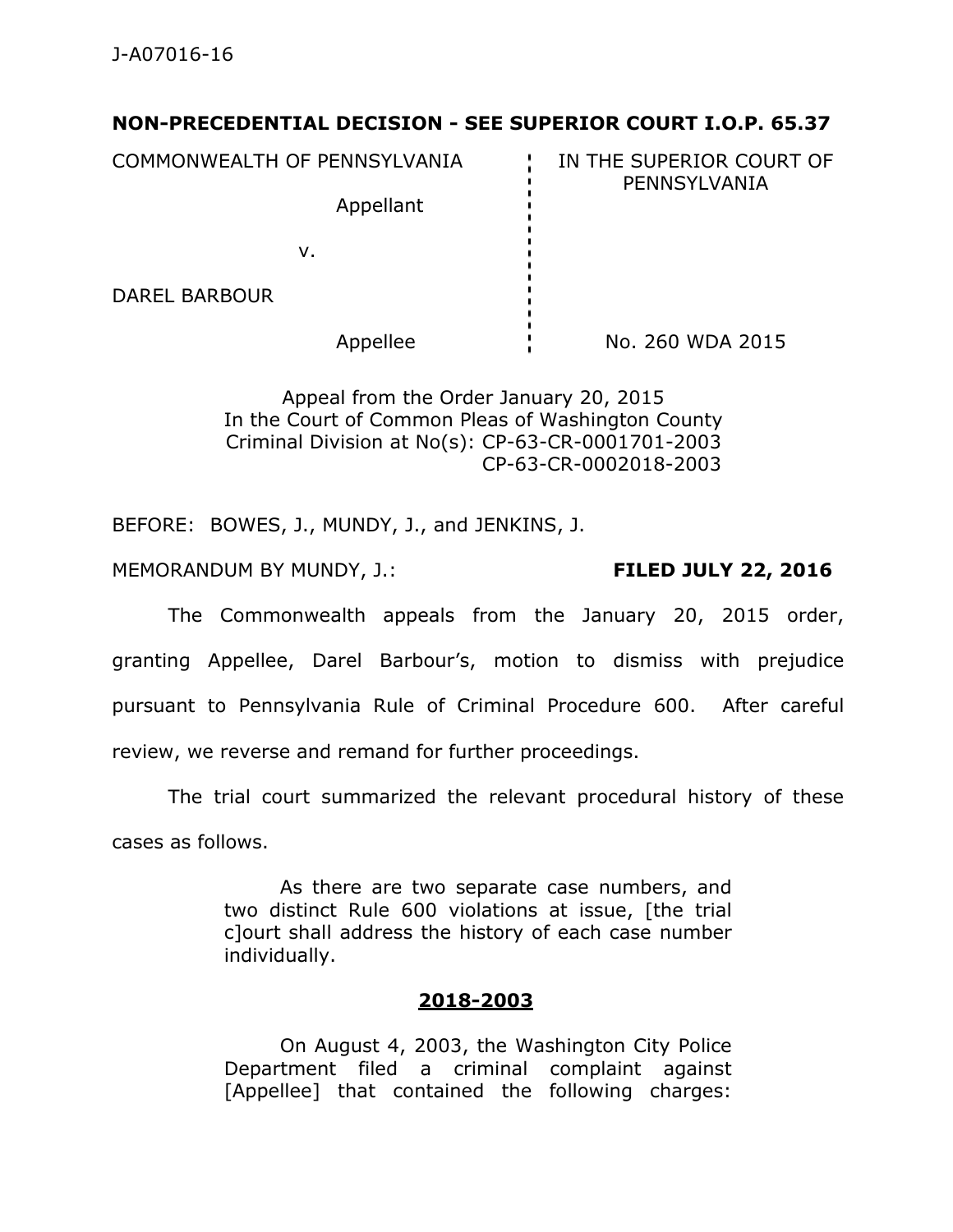J-A07016-16

**NON-PRECEDENTIAL DECISION - SEE SUPERIOR COURT I.O.P. 65.37**

| | |
|---|---|
| COMMONWEALTH OF PENNSYLVANIA<br><br>Appellant<br><br>v.<br><br>DAREL BARBOUR<br><br>Appellee | IN THE SUPERIOR COURT OF PENNSYLVANIA<br><br><br><br><br><br>No. 260 WDA 2015 |

Appeal from the Order January 20, 2015
In the Court of Common Pleas of Washington County
Criminal Division at No(s): CP-63-CR-0001701-2003
CP-63-CR-0002018-2003

BEFORE: BOWES, J., MUNDY, J., and JENKINS, J.

MEMORANDUM BY MUNDY, J.: **FILED JULY 22, 2016**

The Commonwealth appeals from the January 20, 2015 order, granting Appellee, Darel Barbour's, motion to dismiss with prejudice pursuant to Pennsylvania Rule of Criminal Procedure 600. After careful review, we reverse and remand for further proceedings.

The trial court summarized the relevant procedural history of these cases as follows.

> As there are two separate case numbers, and two distinct Rule 600 violations at issue, [the trial c]ourt shall address the history of each case number individually.
>
> **2018-2003**
>
> On August 4, 2003, the Washington City Police Department filed a criminal complaint against [Appellee] that contained the following charges: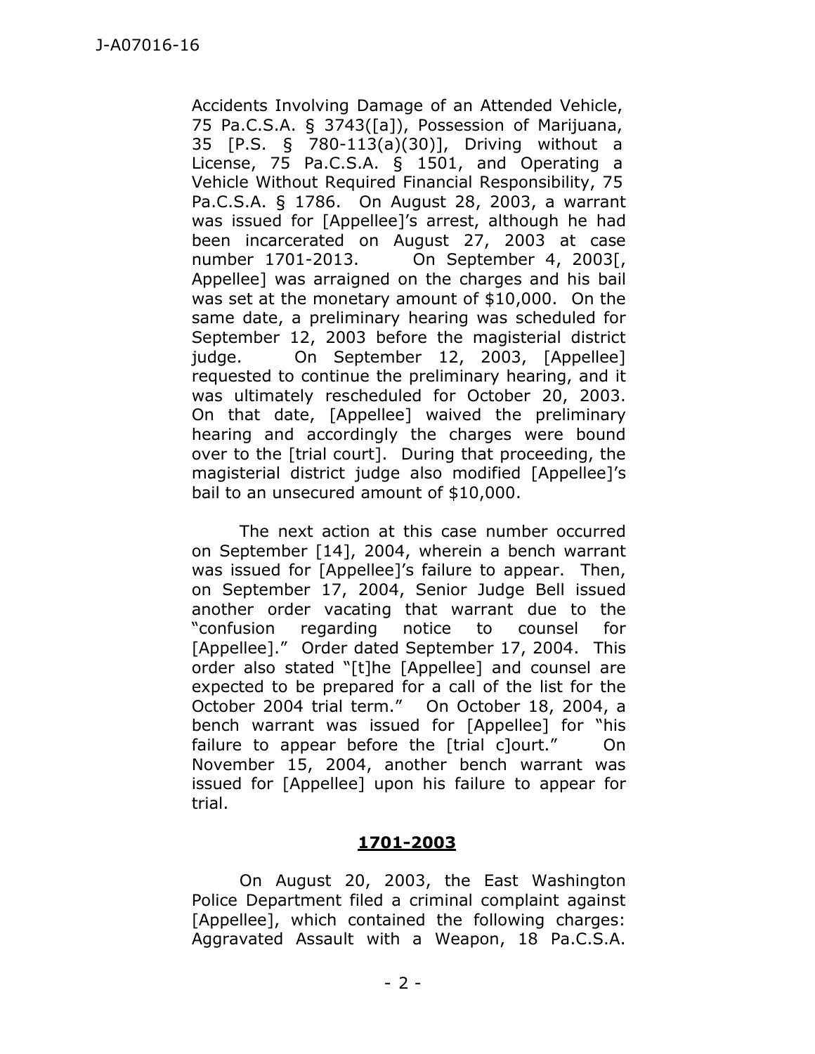Accidents Involving Damage of an Attended Vehicle, 75 Pa.C.S.A. § 3743([a]), Possession of Marijuana, 35 [P.S. § 780-113(a)(30)], Driving without a License, 75 Pa.C.S.A. § 1501, and Operating a Vehicle Without Required Financial Responsibility, 75 Pa.C.S.A. § 1786. On August 28, 2003, a warrant was issued for [Appellee]'s arrest, although he had been incarcerated on August 27, 2003 at case number 1701-2013. On September 4, 2003[, Appellee] was arraigned on the charges and his bail was set at the monetary amount of $10,000. On the same date, a preliminary hearing was scheduled for September 12, 2003 before the magisterial district judge. On September 12, 2003, [Appellee] requested to continue the preliminary hearing, and it was ultimately rescheduled for October 20, 2003. On that date, [Appellee] waived the preliminary hearing and accordingly the charges were bound over to the [trial court]. During that proceeding, the magisterial district judge also modified [Appellee]'s bail to an unsecured amount of $10,000.

The next action at this case number occurred on September [14], 2004, wherein a bench warrant was issued for [Appellee]'s failure to appear. Then, on September 17, 2004, Senior Judge Bell issued another order vacating that warrant due to the "confusion regarding notice to counsel for [Appellee]." Order dated September 17, 2004. This order also stated "[t]he [Appellee] and counsel are expected to be prepared for a call of the list for the October 2004 trial term." On October 18, 2004, a bench warrant was issued for [Appellee] for "his failure to appear before the [trial c]ourt." On November 15, 2004, another bench warrant was issued for [Appellee] upon his failure to appear for trial.

**1701-2003**

On August 20, 2003, the East Washington Police Department filed a criminal complaint against [Appellee], which contained the following charges: Aggravated Assault with a Weapon, 18 Pa.C.S.A.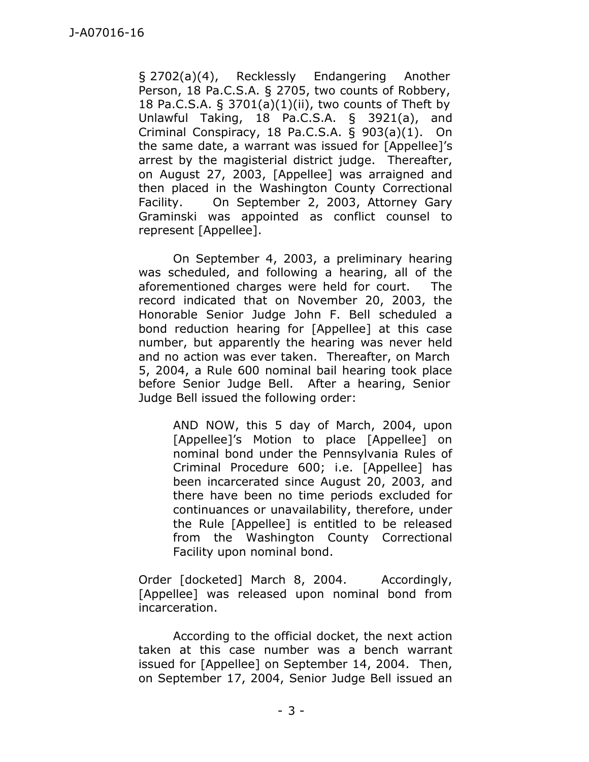§ 2702(a)(4), Recklessly Endangering Another Person, 18 Pa.C.S.A. § 2705, two counts of Robbery, 18 Pa.C.S.A. § 3701(a)(1)(ii), two counts of Theft by Unlawful Taking, 18 Pa.C.S.A. § 3921(a), and Criminal Conspiracy, 18 Pa.C.S.A. § 903(a)(1). On the same date, a warrant was issued for [Appellee]'s arrest by the magisterial district judge. Thereafter, on August 27, 2003, [Appellee] was arraigned and then placed in the Washington County Correctional Facility. On September 2, 2003, Attorney Gary Graminski was appointed as conflict counsel to represent [Appellee].

On September 4, 2003, a preliminary hearing was scheduled, and following a hearing, all of the aforementioned charges were held for court. The record indicated that on November 20, 2003, the Honorable Senior Judge John F. Bell scheduled a bond reduction hearing for [Appellee] at this case number, but apparently the hearing was never held and no action was ever taken. Thereafter, on March 5, 2004, a Rule 600 nominal bail hearing took place before Senior Judge Bell. After a hearing, Senior Judge Bell issued the following order:

> AND NOW, this 5 day of March, 2004, upon [Appellee]'s Motion to place [Appellee] on nominal bond under the Pennsylvania Rules of Criminal Procedure 600; i.e. [Appellee] has been incarcerated since August 20, 2003, and there have been no time periods excluded for continuances or unavailability, therefore, under the Rule [Appellee] is entitled to be released from the Washington County Correctional Facility upon nominal bond.

Order [docketed] March 8, 2004. Accordingly, [Appellee] was released upon nominal bond from incarceration.

According to the official docket, the next action taken at this case number was a bench warrant issued for [Appellee] on September 14, 2004. Then, on September 17, 2004, Senior Judge Bell issued an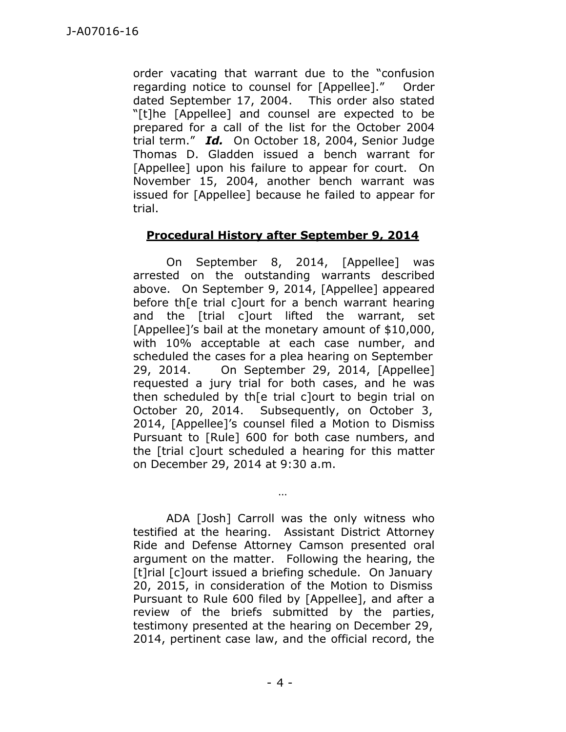order vacating that warrant due to the "confusion regarding notice to counsel for [Appellee]." Order dated September 17, 2004. This order also stated "[t]he [Appellee] and counsel are expected to be prepared for a call of the list for the October 2004 trial term." ***Id.*** On October 18, 2004, Senior Judge Thomas D. Gladden issued a bench warrant for [Appellee] upon his failure to appear for court. On November 15, 2004, another bench warrant was issued for [Appellee] because he failed to appear for trial.

**Procedural History after September 9, 2014**

On September 8, 2014, [Appellee] was arrested on the outstanding warrants described above. On September 9, 2014, [Appellee] appeared before th[e trial c]ourt for a bench warrant hearing and the [trial c]ourt lifted the warrant, set [Appellee]'s bail at the monetary amount of $10,000, with 10% acceptable at each case number, and scheduled the cases for a plea hearing on September 29, 2014. On September 29, 2014, [Appellee] requested a jury trial for both cases, and he was then scheduled by th[e trial c]ourt to begin trial on October 20, 2014. Subsequently, on October 3, 2014, [Appellee]'s counsel filed a Motion to Dismiss Pursuant to [Rule] 600 for both case numbers, and the [trial c]ourt scheduled a hearing for this matter on December 29, 2014 at 9:30 a.m.

…

ADA [Josh] Carroll was the only witness who testified at the hearing. Assistant District Attorney Ride and Defense Attorney Camson presented oral argument on the matter. Following the hearing, the [t]rial [c]ourt issued a briefing schedule. On January 20, 2015, in consideration of the Motion to Dismiss Pursuant to Rule 600 filed by [Appellee], and after a review of the briefs submitted by the parties, testimony presented at the hearing on December 29, 2014, pertinent case law, and the official record, the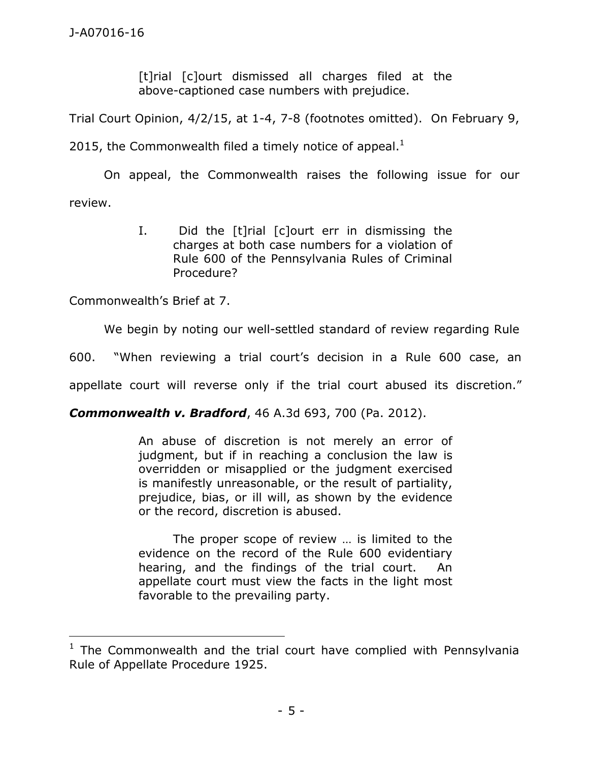> [t]rial [c]ourt dismissed all charges filed at the above-captioned case numbers with prejudice.

Trial Court Opinion, 4/2/15, at 1-4, 7-8 (footnotes omitted). On February 9, 2015, the Commonwealth filed a timely notice of appeal.[1]

On appeal, the Commonwealth raises the following issue for our review.

> I. Did the [t]rial [c]ourt err in dismissing the charges at both case numbers for a violation of Rule 600 of the Pennsylvania Rules of Criminal Procedure?

Commonwealth's Brief at 7.

We begin by noting our well-settled standard of review regarding Rule 600. "When reviewing a trial court's decision in a Rule 600 case, an appellate court will reverse only if the trial court abused its discretion." ***Commonwealth v. Bradford***, 46 A.3d 693, 700 (Pa. 2012).

> An abuse of discretion is not merely an error of judgment, but if in reaching a conclusion the law is overridden or misapplied or the judgment exercised is manifestly unreasonable, or the result of partiality, prejudice, bias, or ill will, as shown by the evidence or the record, discretion is abused.
>
> The proper scope of review … is limited to the evidence on the record of the Rule 600 evidentiary hearing, and the findings of the trial court. An appellate court must view the facts in the light most favorable to the prevailing party.

---

[1] The Commonwealth and the trial court have complied with Pennsylvania Rule of Appellate Procedure 1925.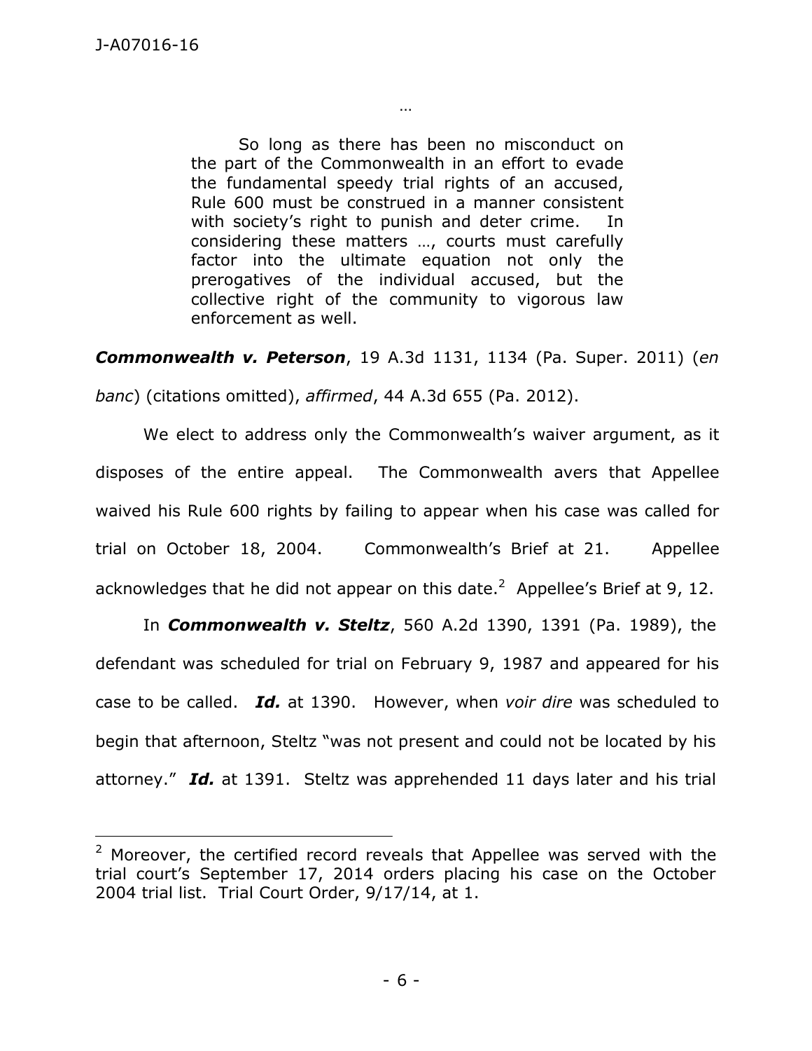…

> So long as there has been no misconduct on the part of the Commonwealth in an effort to evade the fundamental speedy trial rights of an accused, Rule 600 must be construed in a manner consistent with society's right to punish and deter crime. In considering these matters …, courts must carefully factor into the ultimate equation not only the prerogatives of the individual accused, but the collective right of the community to vigorous law enforcement as well.

***Commonwealth v. Peterson***, 19 A.3d 1131, 1134 (Pa. Super. 2011) (*en banc*) (citations omitted), *affirmed*, 44 A.3d 655 (Pa. 2012).

We elect to address only the Commonwealth's waiver argument, as it disposes of the entire appeal. The Commonwealth avers that Appellee waived his Rule 600 rights by failing to appear when his case was called for trial on October 18, 2004. Commonwealth's Brief at 21. Appellee acknowledges that he did not appear on this date.[2] Appellee's Brief at 9, 12.

In ***Commonwealth v. Steltz***, 560 A.2d 1390, 1391 (Pa. 1989), the defendant was scheduled for trial on February 9, 1987 and appeared for his case to be called. ***Id.*** at 1390. However, when *voir dire* was scheduled to begin that afternoon, Steltz "was not present and could not be located by his attorney." ***Id.*** at 1391. Steltz was apprehended 11 days later and his trial

---

[2] Moreover, the certified record reveals that Appellee was served with the trial court's September 17, 2014 orders placing his case on the October 2004 trial list. Trial Court Order, 9/17/14, at 1.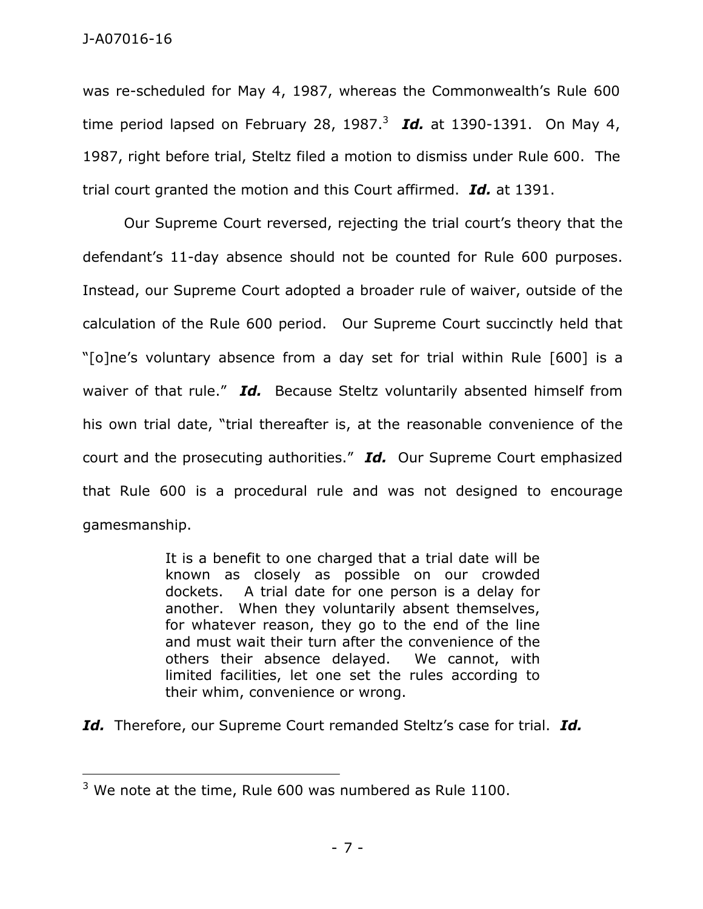was re-scheduled for May 4, 1987, whereas the Commonwealth's Rule 600 time period lapsed on February 28, 1987.[3] ***Id.*** at 1390-1391. On May 4, 1987, right before trial, Steltz filed a motion to dismiss under Rule 600. The trial court granted the motion and this Court affirmed. ***Id.*** at 1391.

Our Supreme Court reversed, rejecting the trial court's theory that the defendant's 11-day absence should not be counted for Rule 600 purposes. Instead, our Supreme Court adopted a broader rule of waiver, outside of the calculation of the Rule 600 period. Our Supreme Court succinctly held that "[o]ne's voluntary absence from a day set for trial within Rule [600] is a waiver of that rule." ***Id.*** Because Steltz voluntarily absented himself from his own trial date, "trial thereafter is, at the reasonable convenience of the court and the prosecuting authorities." ***Id.*** Our Supreme Court emphasized that Rule 600 is a procedural rule and was not designed to encourage gamesmanship.

> It is a benefit to one charged that a trial date will be known as closely as possible on our crowded dockets. A trial date for one person is a delay for another. When they voluntarily absent themselves, for whatever reason, they go to the end of the line and must wait their turn after the convenience of the others their absence delayed. We cannot, with limited facilities, let one set the rules according to their whim, convenience or wrong.

***Id.*** Therefore, our Supreme Court remanded Steltz's case for trial. ***Id.***

---

[3] We note at the time, Rule 600 was numbered as Rule 1100.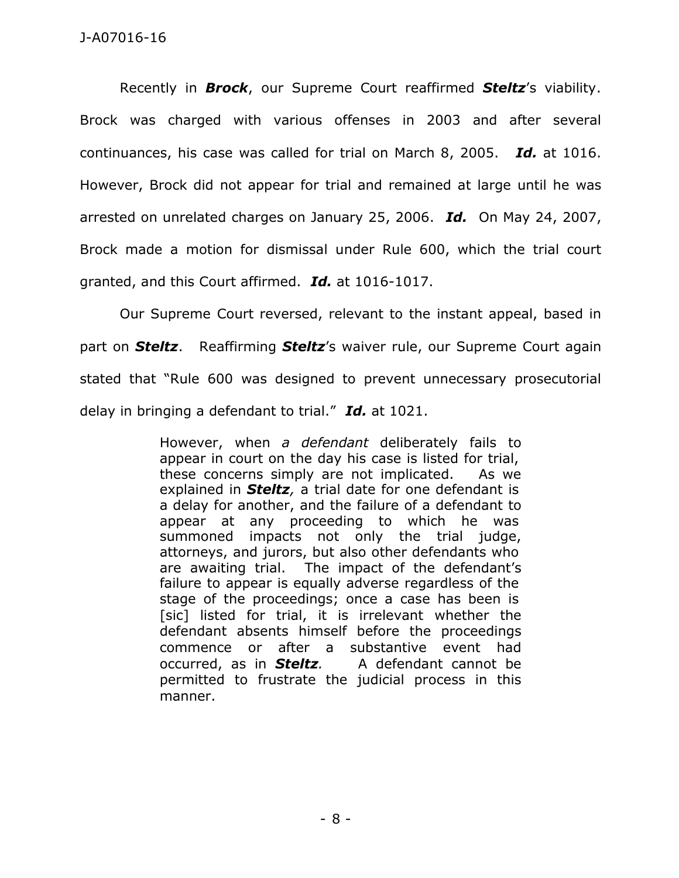Recently in ***Brock***, our Supreme Court reaffirmed ***Steltz***'s viability. Brock was charged with various offenses in 2003 and after several continuances, his case was called for trial on March 8, 2005. ***Id.*** at 1016. However, Brock did not appear for trial and remained at large until he was arrested on unrelated charges on January 25, 2006. ***Id.*** On May 24, 2007, Brock made a motion for dismissal under Rule 600, which the trial court granted, and this Court affirmed. ***Id.*** at 1016-1017.

Our Supreme Court reversed, relevant to the instant appeal, based in part on ***Steltz***. Reaffirming ***Steltz***'s waiver rule, our Supreme Court again stated that "Rule 600 was designed to prevent unnecessary prosecutorial delay in bringing a defendant to trial." ***Id.*** at 1021.

> However, when *a defendant* deliberately fails to appear in court on the day his case is listed for trial, these concerns simply are not implicated. As we explained in ***Steltz,*** a trial date for one defendant is a delay for another, and the failure of a defendant to appear at any proceeding to which he was summoned impacts not only the trial judge, attorneys, and jurors, but also other defendants who are awaiting trial. The impact of the defendant's failure to appear is equally adverse regardless of the stage of the proceedings; once a case has been is [sic] listed for trial, it is irrelevant whether the defendant absents himself before the proceedings commence or after a substantive event had occurred, as in ***Steltz.*** A defendant cannot be permitted to frustrate the judicial process in this manner.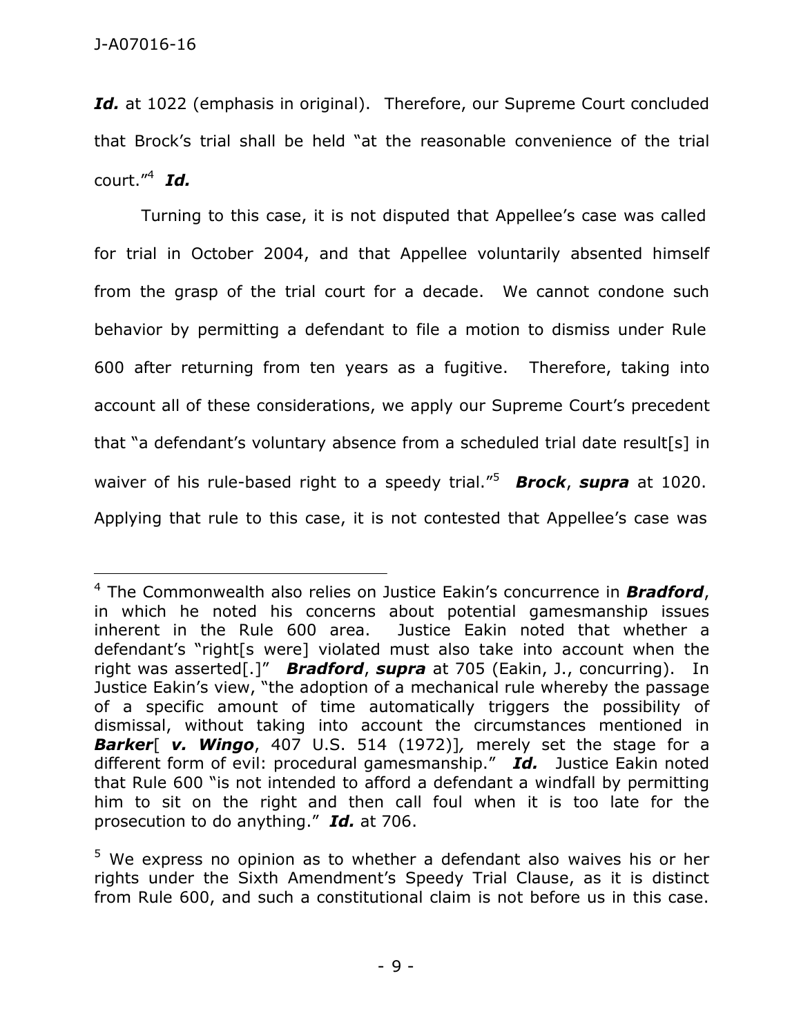***Id.*** at 1022 (emphasis in original). Therefore, our Supreme Court concluded that Brock's trial shall be held "at the reasonable convenience of the trial court."[4] ***Id.***

Turning to this case, it is not disputed that Appellee's case was called for trial in October 2004, and that Appellee voluntarily absented himself from the grasp of the trial court for a decade. We cannot condone such behavior by permitting a defendant to file a motion to dismiss under Rule 600 after returning from ten years as a fugitive. Therefore, taking into account all of these considerations, we apply our Supreme Court's precedent that "a defendant's voluntary absence from a scheduled trial date result[s] in waiver of his rule-based right to a speedy trial."[5] ***Brock***, ***supra*** at 1020. Applying that rule to this case, it is not contested that Appellee's case was

---

[4] The Commonwealth also relies on Justice Eakin's concurrence in ***Bradford***, in which he noted his concerns about potential gamesmanship issues inherent in the Rule 600 area. Justice Eakin noted that whether a defendant's "right[s were] violated must also take into account when the right was asserted[.]" ***Bradford***, ***supra*** at 705 (Eakin, J., concurring). In Justice Eakin's view, "the adoption of a mechanical rule whereby the passage of a specific amount of time automatically triggers the possibility of dismissal, without taking into account the circumstances mentioned in ***Barker***[ ***v. Wingo***, 407 U.S. 514 (1972)], merely set the stage for a different form of evil: procedural gamesmanship." ***Id.*** Justice Eakin noted that Rule 600 "is not intended to afford a defendant a windfall by permitting him to sit on the right and then call foul when it is too late for the prosecution to do anything." ***Id.*** at 706.

[5] We express no opinion as to whether a defendant also waives his or her rights under the Sixth Amendment's Speedy Trial Clause, as it is distinct from Rule 600, and such a constitutional claim is not before us in this case.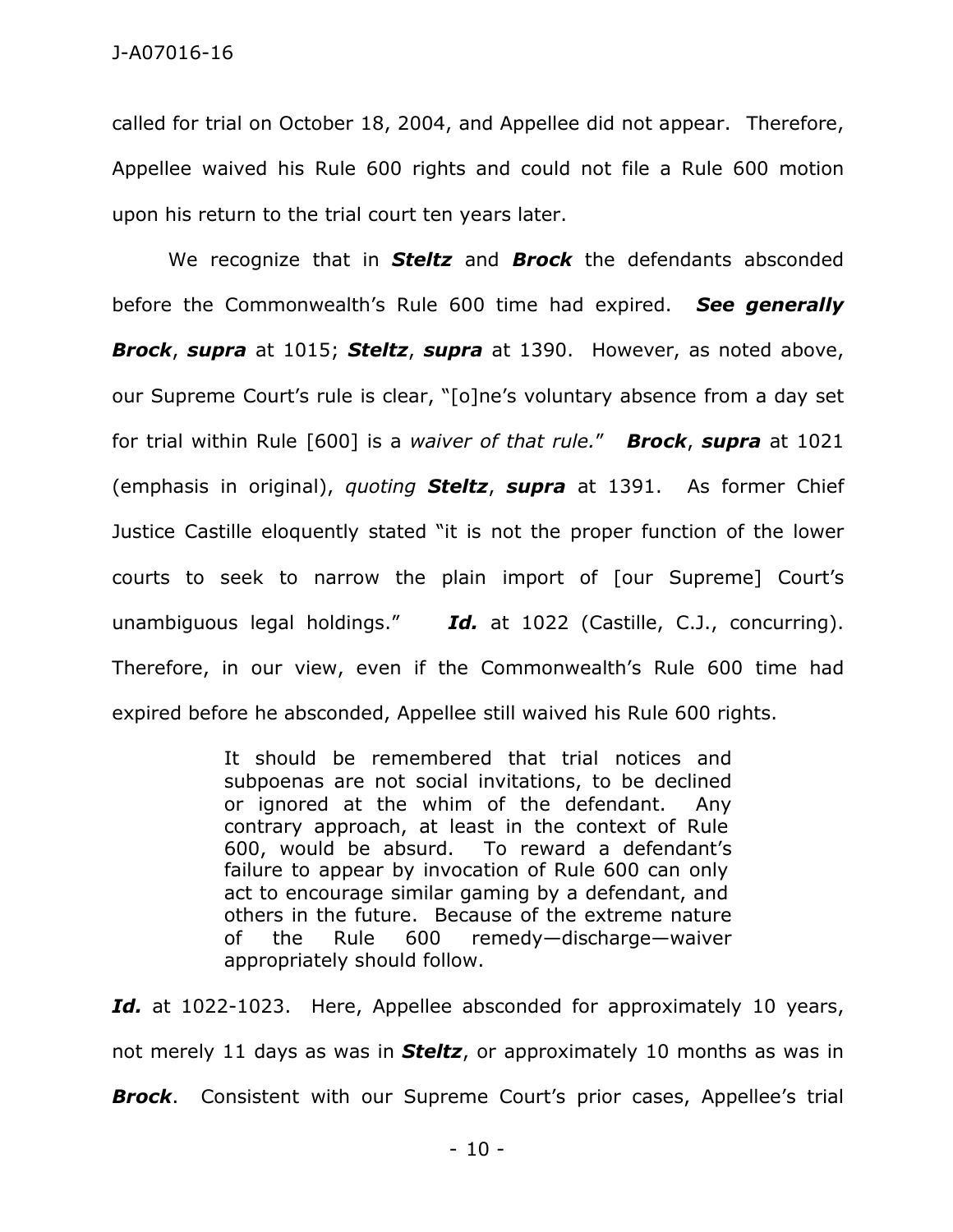called for trial on October 18, 2004, and Appellee did not appear. Therefore, Appellee waived his Rule 600 rights and could not file a Rule 600 motion upon his return to the trial court ten years later.

We recognize that in ***Steltz*** and ***Brock*** the defendants absconded before the Commonwealth's Rule 600 time had expired. ***See generally Brock***, ***supra*** at 1015; ***Steltz***, ***supra*** at 1390. However, as noted above, our Supreme Court's rule is clear, "[o]ne's voluntary absence from a day set for trial within Rule [600] is a *waiver of that rule.*" ***Brock***, ***supra*** at 1021 (emphasis in original), *quoting* ***Steltz***, ***supra*** at 1391. As former Chief Justice Castille eloquently stated "it is not the proper function of the lower courts to seek to narrow the plain import of [our Supreme] Court's unambiguous legal holdings." ***Id.*** at 1022 (Castille, C.J., concurring). Therefore, in our view, even if the Commonwealth's Rule 600 time had expired before he absconded, Appellee still waived his Rule 600 rights.

> It should be remembered that trial notices and subpoenas are not social invitations, to be declined or ignored at the whim of the defendant. Any contrary approach, at least in the context of Rule 600, would be absurd. To reward a defendant's failure to appear by invocation of Rule 600 can only act to encourage similar gaming by a defendant, and others in the future. Because of the extreme nature of the Rule 600 remedy—discharge—waiver appropriately should follow.

***Id.*** at 1022-1023. Here, Appellee absconded for approximately 10 years, not merely 11 days as was in ***Steltz***, or approximately 10 months as was in ***Brock***. Consistent with our Supreme Court's prior cases, Appellee's trial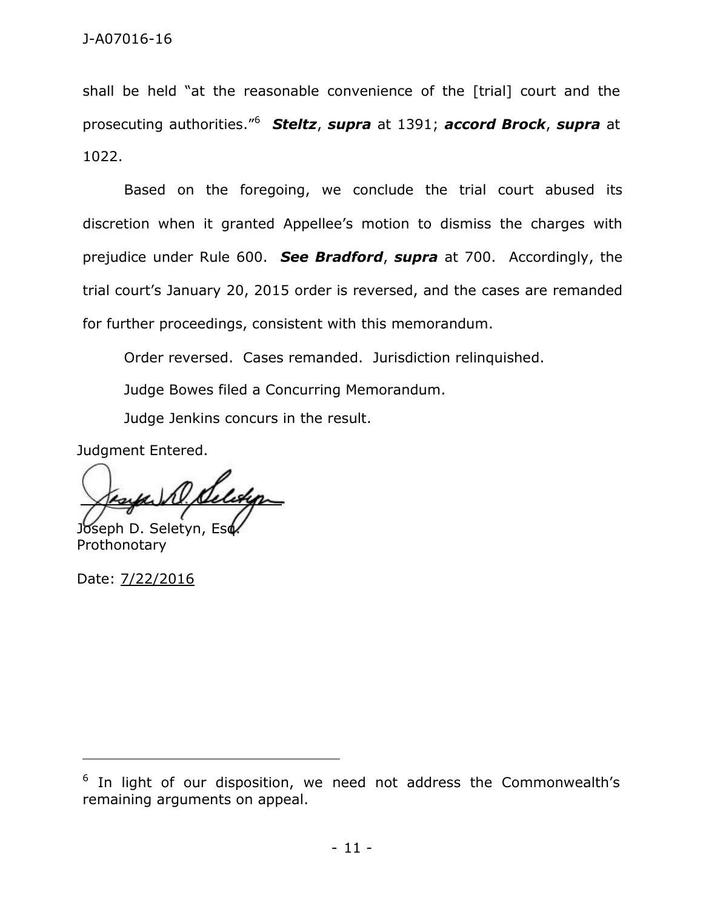shall be held "at the reasonable convenience of the [trial] court and the prosecuting authorities."[6] ***Steltz***, ***supra*** at 1391; ***accord Brock***, ***supra*** at 1022.

Based on the foregoing, we conclude the trial court abused its discretion when it granted Appellee's motion to dismiss the charges with prejudice under Rule 600. ***See Bradford***, ***supra*** at 700. Accordingly, the trial court's January 20, 2015 order is reversed, and the cases are remanded for further proceedings, consistent with this memorandum.

Order reversed. Cases remanded. Jurisdiction relinquished.

Judge Bowes filed a Concurring Memorandum.

Judge Jenkins concurs in the result.

Judgment Entered.

Joseph D. Seletyn, Esq.
Prothonotary

Date: 7/22/2016

---

[6] In light of our disposition, we need not address the Commonwealth's remaining arguments on appeal.